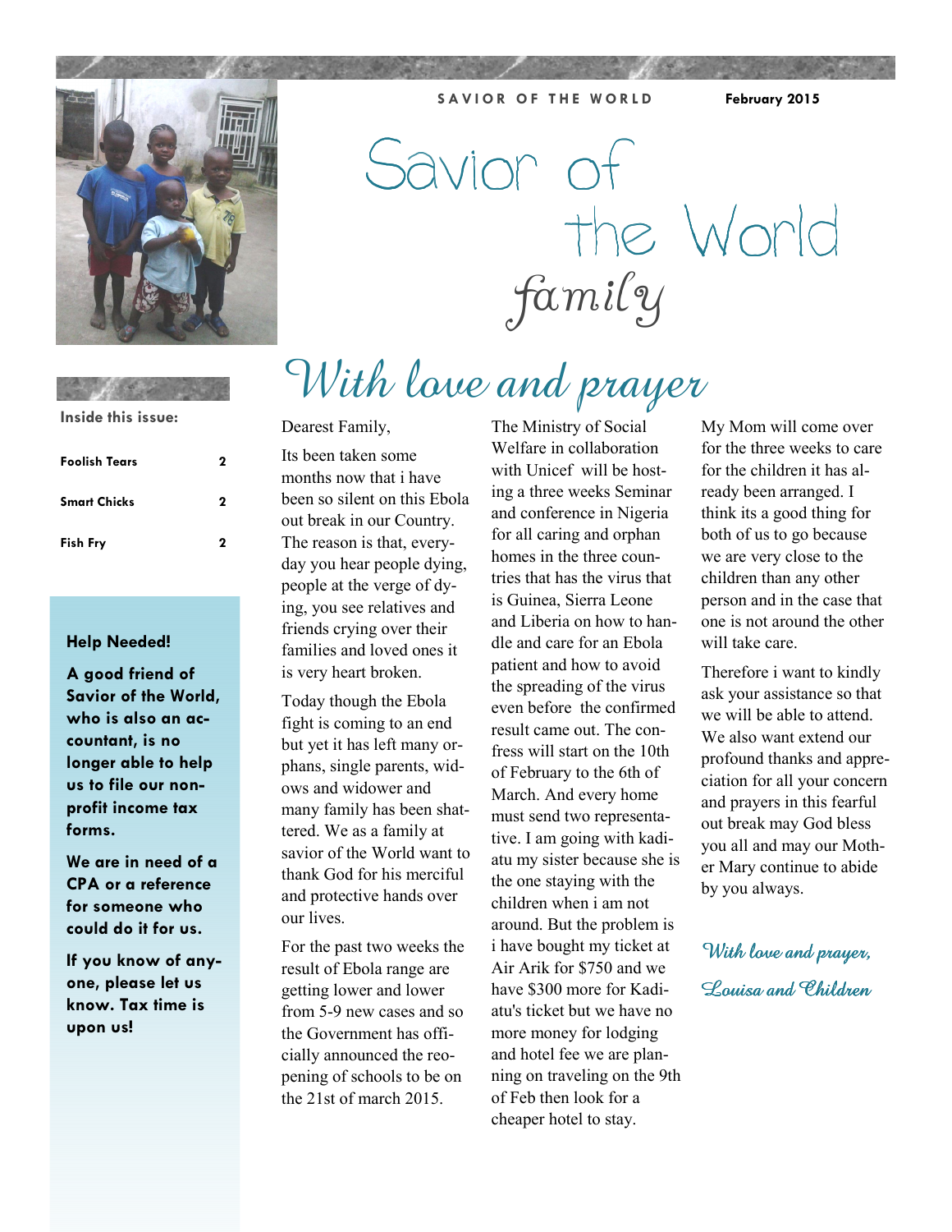SAVIOR OF THE WORLD — February 2015

# Savior of the World family

**Inside this issue:**

| | |
|---|---|
| Foolish Tears | 2 |
| Smart Chicks | 2 |
| Fish Fry | 2 |

**Help Needed!**

**A good friend of Savior of the World, who is also an accountant, is no longer able to help us to file our non-profit income tax forms.**

**We are in need of a CPA or a reference for someone who could do it for us.**

**If you know of anyone, please let us know. Tax time is upon us!**

## With love and prayer

Dearest Family,

Its been taken some months now that i have been so silent on this Ebola out break in our Country. The reason is that, everyday you hear people dying, people at the verge of dying, you see relatives and friends crying over their families and loved ones it is very heart broken.

Today though the Ebola fight is coming to an end but yet it has left many orphans, single parents, widows and widower and many family has been shattered. We as a family at savior of the World want to thank God for his merciful and protective hands over our lives.

For the past two weeks the result of Ebola range are getting lower and lower from 5-9 new cases and so the Government has officially announced the reopening of schools to be on the 21st of march 2015.

The Ministry of Social Welfare in collaboration with Unicef will be hosting a three weeks Seminar and conference in Nigeria for all caring and orphan homes in the three countries that has the virus that is Guinea, Sierra Leone and Liberia on how to handle and care for an Ebola patient and how to avoid the spreading of the virus even before the confirmed result came out. The confress will start on the 10th of February to the 6th of March. And every home must send two representative. I am going with kadiatu my sister because she is the one staying with the children when i am not around. But the problem is i have bought my ticket at Air Arik for $750 and we have $300 more for Kadiatu's ticket but we have no more money for lodging and hotel fee we are planning on traveling on the 9th of Feb then look for a cheaper hotel to stay.

My Mom will come over for the three weeks to care for the children it has already been arranged. I think its a good thing for both of us to go because we are very close to the children than any other person and in the case that one is not around the other will take care.

Therefore i want to kindly ask your assistance so that we will be able to attend. We also want extend our profound thanks and appreciation for all your concern and prayers in this fearful out break may God bless you all and may our Mother Mary continue to abide by you always.

*With love and prayer,*

*Louisa and Children*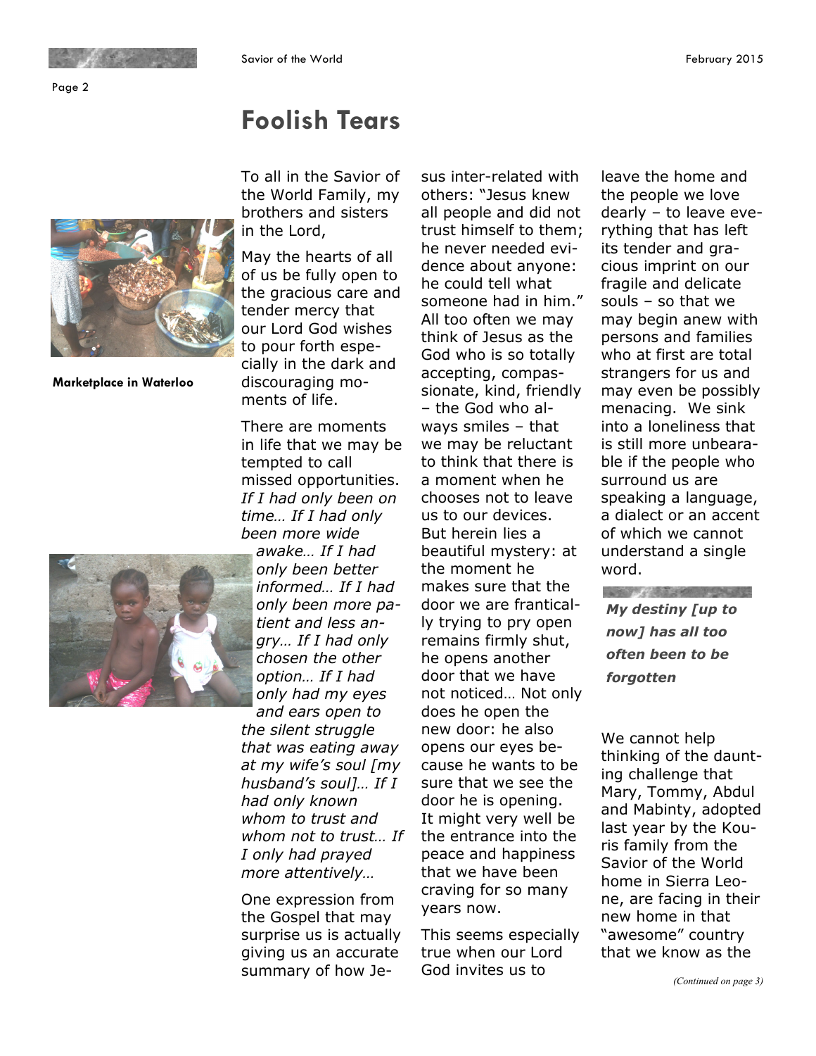# Foolish Tears

Marketplace in Waterloo

To all in the Savior of the World Family, my brothers and sisters in the Lord,

May the hearts of all of us be fully open to the gracious care and tender mercy that our Lord God wishes to pour forth especially in the dark and discouraging moments of life.

There are moments in life that we may be tempted to call missed opportunities. *If I had only been on time… If I had only been more wide awake… If I had only been better informed… If I had only been more patient and less angry… If I had only chosen the other option… If I had only had my eyes and ears open to the silent struggle that was eating away at my wife's soul [my husband's soul]… If I had only known whom to trust and whom not to trust… If I only had prayed more attentively…*

One expression from the Gospel that may surprise us is actually giving us an accurate summary of how Jesus inter-related with others: "Jesus knew all people and did not trust himself to them; he never needed evidence about anyone: he could tell what someone had in him." All too often we may think of Jesus as the God who is so totally accepting, compassionate, kind, friendly – the God who always smiles – that we may be reluctant to think that there is a moment when he chooses not to leave us to our devices. But herein lies a beautiful mystery: at the moment he makes sure that the door we are frantically trying to pry open remains firmly shut, he opens another door that we have not noticed… Not only does he open the new door: he also opens our eyes because he wants to be sure that we see the door he is opening. It might very well be the entrance into the peace and happiness that we have been craving for so many years now.

This seems especially true when our Lord God invites us to leave the home and the people we love dearly – to leave everything that has left its tender and gracious imprint on our fragile and delicate souls – so that we may begin anew with persons and families who at first are total strangers for us and may even be possibly menacing. We sink into a loneliness that is still more unbearable if the people who surround us are speaking a language, a dialect or an accent of which we cannot understand a single word.

***My destiny [up to now] has all too often been to be forgotten***

We cannot help thinking of the daunting challenge that Mary, Tommy, Abdul and Mabinty, adopted last year by the Kouris family from the Savior of the World home in Sierra Leone, are facing in their new home in that "awesome" country that we know as the

*(Continued on page 3)*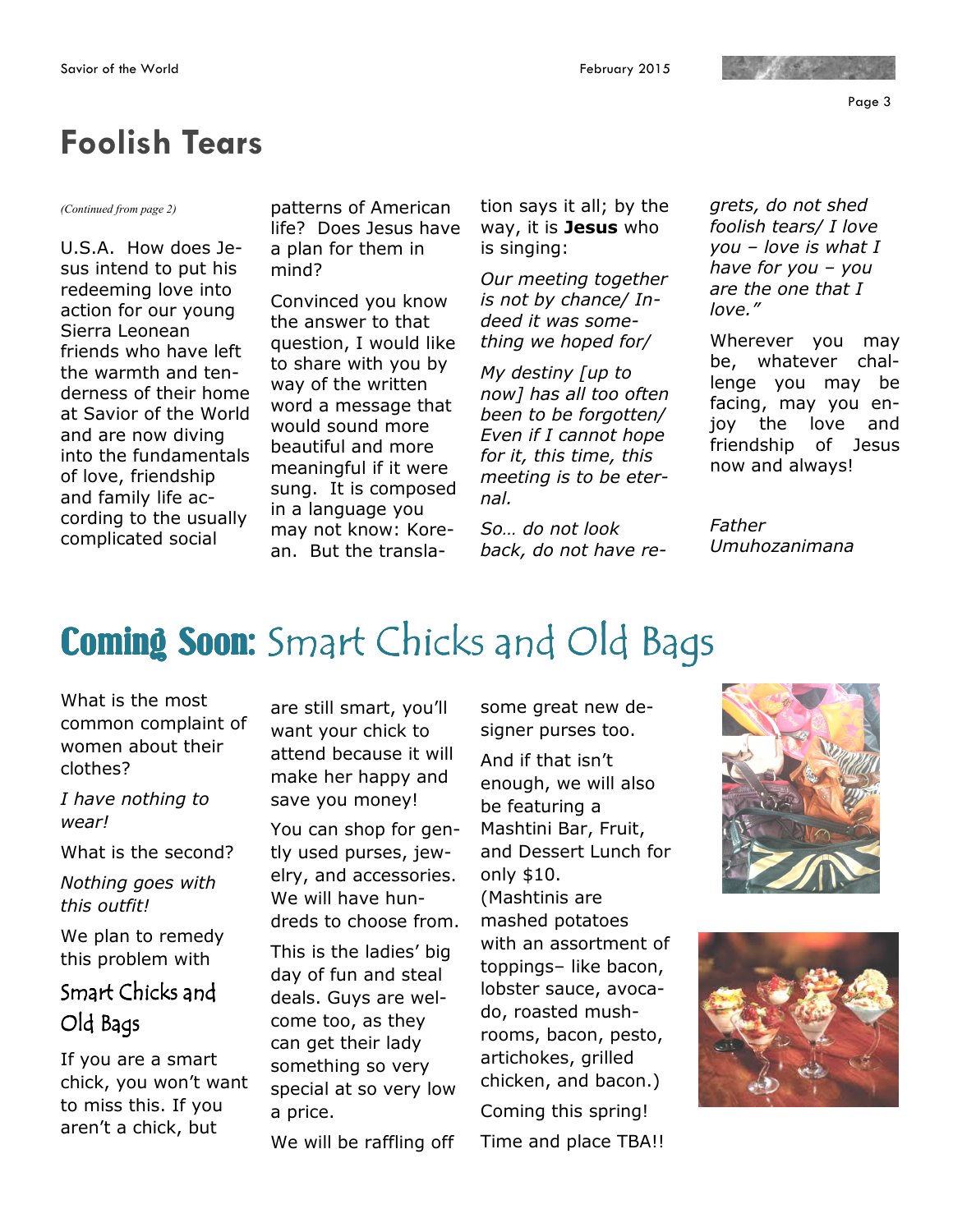# Foolish Tears

*(Continued from page 2)*

U.S.A. How does Jesus intend to put his redeeming love into action for our young Sierra Leonean friends who have left the warmth and tenderness of their home at Savior of the World and are now diving into the fundamentals of love, friendship and family life according to the usually complicated social patterns of American life? Does Jesus have a plan for them in mind?

Convinced you know the answer to that question, I would like to share with you by way of the written word a message that would sound more beautiful and more meaningful if it were sung. It is composed in a language you may not know: Korean. But the translation says it all; by the way, it is **Jesus** who is singing:

*Our meeting together is not by chance/ Indeed it was something we hoped for/*

*My destiny [up to now] has all too often been to be forgotten/ Even if I cannot hope for it, this time, this meeting is to be eternal.*

*So… do not look back, do not have regrets, do not shed foolish tears/ I love you – love is what I have for you – you are the one that I love."*

Wherever you may be, whatever challenge you may be facing, may you enjoy the love and friendship of Jesus now and always!

*Father Umuhozanimana*

# Coming Soon: Smart Chicks and Old Bags

What is the most common complaint of women about their clothes?

*I have nothing to wear!*

What is the second?

*Nothing goes with this outfit!*

We plan to remedy this problem with

## Smart Chicks and Old Bags

If you are a smart chick, you won't want to miss this. If you aren't a chick, but are still smart, you'll want your chick to attend because it will make her happy and save you money!

You can shop for gently used purses, jewelry, and accessories. We will have hundreds to choose from.

This is the ladies' big day of fun and steal deals. Guys are welcome too, as they can get their lady something so very special at so very low a price.

We will be raffling off some great new designer purses too.

And if that isn't enough, we will also be featuring a Mashtini Bar, Fruit, and Dessert Lunch for only $10. (Mashtinis are mashed potatoes with an assortment of toppings– like bacon, lobster sauce, avocado, roasted mushrooms, bacon, pesto, artichokes, grilled chicken, and bacon.)

Coming this spring!

Time and place TBA!!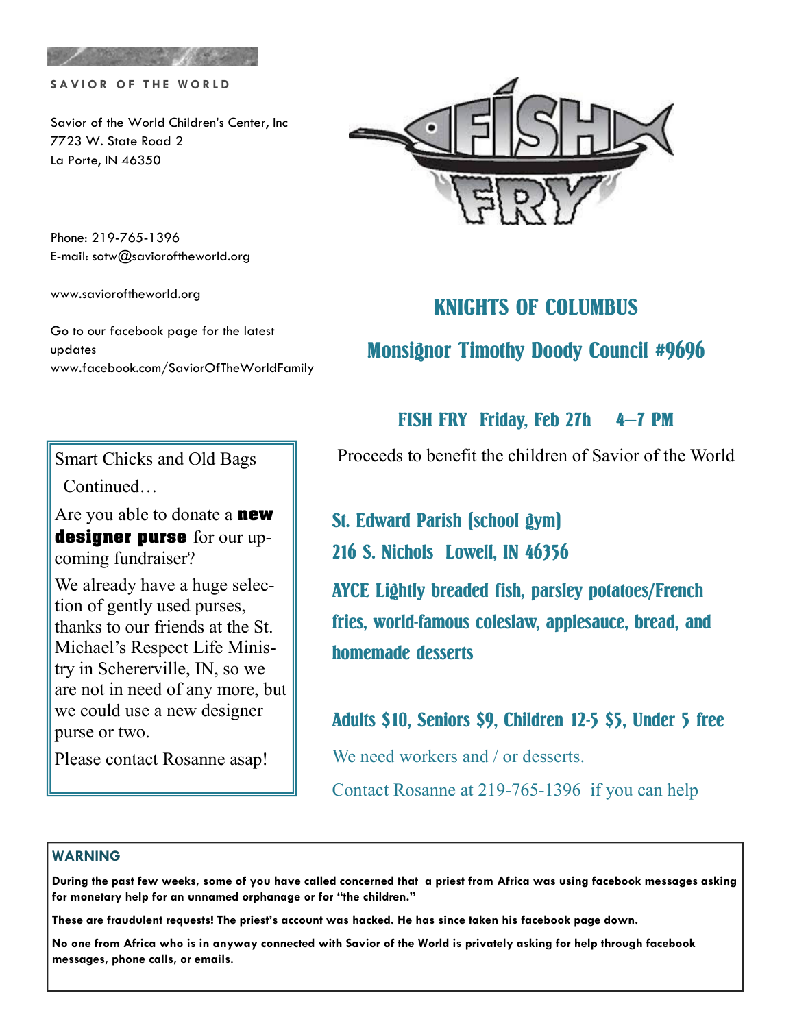**SAVIOR OF THE WORLD**

Savior of the World Children's Center, Inc
7723 W. State Road 2
La Porte, IN 46350

Phone: 219-765-1396
E-mail: sotw@savioroftheworld.org

www.savioroftheworld.org

Go to our facebook page for the latest updates
www.facebook.com/SaviorOfTheWorldFamily

FISH FRY

## KNIGHTS OF COLUMBUS

## Monsignor Timothy Doody Council #9696

### FISH FRY Friday, Feb 27h 4–7 PM

Proceeds to benefit the children of Savior of the World

**St. Edward Parish (school gym)**
**216 S. Nichols Lowell, IN 46356**

**AYCE Lightly breaded fish, parsley potatoes/French fries, world-famous coleslaw, applesauce, bread, and homemade desserts**

**Adults $10, Seniors $9, Children 12-5 $5, Under 5 free**

We need workers and / or desserts.

Contact Rosanne at 219-765-1396 if you can help

Smart Chicks and Old Bags Continued…

Are you able to donate a **new designer purse** for our upcoming fundraiser?

We already have a huge selection of gently used purses, thanks to our friends at the St. Michael's Respect Life Ministry in Schererville, IN, so we are not in need of any more, but we could use a new designer purse or two.

Please contact Rosanne asap!

**WARNING**

**During the past few weeks, some of you have called concerned that a priest from Africa was using facebook messages asking for monetary help for an unnamed orphanage or for "the children."**

**These are fraudulent requests! The priest's account was hacked. He has since taken his facebook page down.**

**No one from Africa who is in anyway connected with Savior of the World is privately asking for help through facebook messages, phone calls, or emails.**